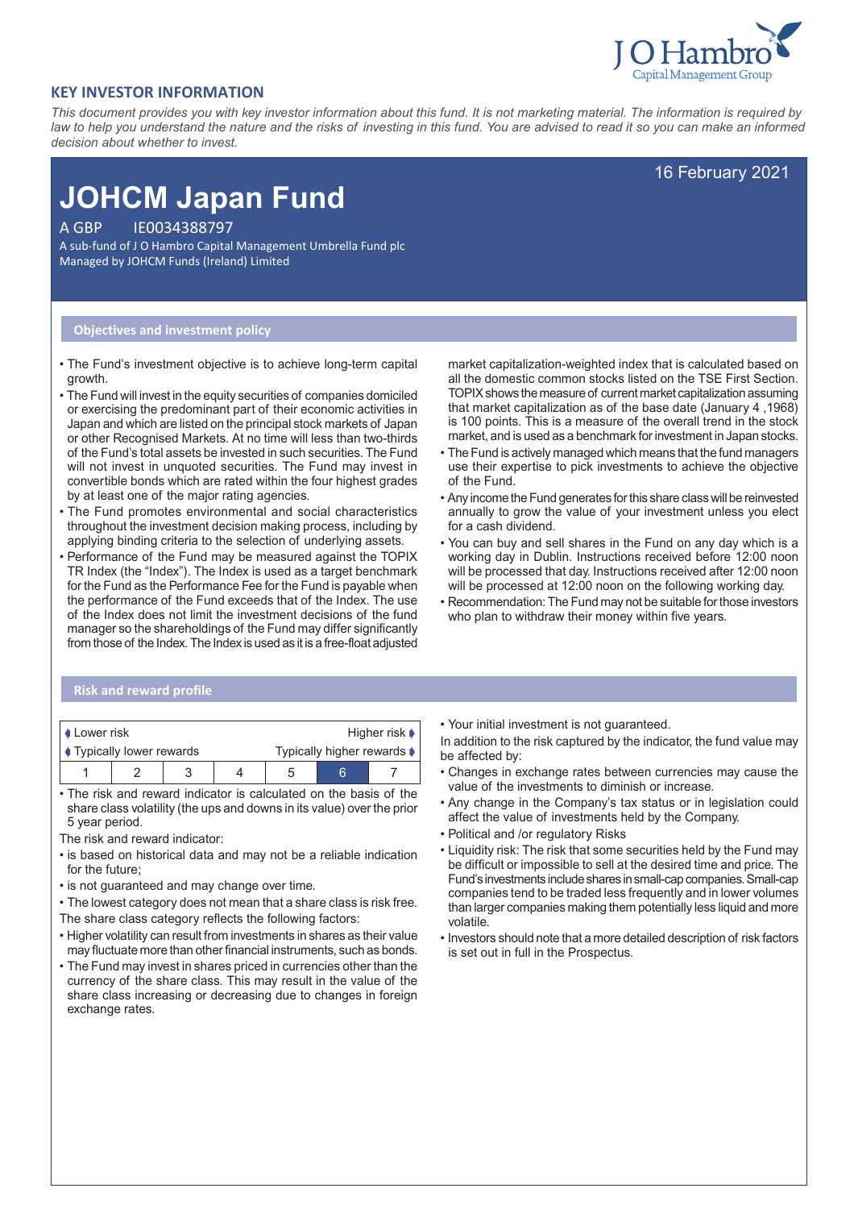## KEY INVESTOR INFORMATION

*This document provides you with key investor information about this fund. It is not marketing material. The information is required by law to help you understand the nature and the risks of investing in this fund. You are advised to read it so you can make an informed decision about whether to invest.*

16 February 2021

# JOHCM Japan Fund

A GBP IE0034388797

A sub-fund of J O Hambro Capital Management Umbrella Fund plc

Managed by JOHCM Funds (Ireland) Limited

### Objectives and investment policy

- The Fund's investment objective is to achieve long-term capital growth.
- The Fund will invest in the equity securities of companies domiciled or exercising the predominant part of their economic activities in Japan and which are listed on the principal stock markets of Japan or other Recognised Markets. At no time will less than two-thirds of the Fund's total assets be invested in such securities. The Fund will not invest in unquoted securities. The Fund may invest in convertible bonds which are rated within the four highest grades by at least one of the major rating agencies.
- The Fund promotes environmental and social characteristics throughout the investment decision making process, including by applying binding criteria to the selection of underlying assets.
- Performance of the Fund may be measured against the TOPIX TR Index (the "Index"). The Index is used as a target benchmark for the Fund as the Performance Fee for the Fund is payable when the performance of the Fund exceeds that of the Index. The use of the Index does not limit the investment decisions of the fund manager so the shareholdings of the Fund may differ significantly from those of the Index. The Index is used as it is a free-float adjusted market capitalization-weighted index that is calculated based on all the domestic common stocks listed on the TSE First Section. TOPIX shows the measure of current market capitalization assuming that market capitalization as of the base date (January 4 ,1968) is 100 points. This is a measure of the overall trend in the stock market, and is used as a benchmark for investment in Japan stocks.
- The Fund is actively managed which means that the fund managers use their expertise to pick investments to achieve the objective of the Fund.
- Any income the Fund generates for this share class will be reinvested annually to grow the value of your investment unless you elect for a cash dividend.
- You can buy and sell shares in the Fund on any day which is a working day in Dublin. Instructions received before 12:00 noon will be processed that day. Instructions received after 12:00 noon will be processed at 12:00 noon on the following working day.
- Recommendation: The Fund may not be suitable for those investors who plan to withdraw their money within five years.

### Risk and reward profile

| Lower risk | | | | | | Higher risk |
|---|---|---|---|---|---|---|
| Typically lower rewards | | | | | | Typically higher rewards |
| 1 | 2 | 3 | 4 | 5 | **6** | 7 |

- The risk and reward indicator is calculated on the basis of the share class volatility (the ups and downs in its value) over the prior 5 year period.

The risk and reward indicator:

- is based on historical data and may not be a reliable indication for the future;
- is not guaranteed and may change over time.
- The lowest category does not mean that a share class is risk free.

The share class category reflects the following factors:

- Higher volatility can result from investments in shares as their value may fluctuate more than other financial instruments, such as bonds.
- The Fund may invest in shares priced in currencies other than the currency of the share class. This may result in the value of the share class increasing or decreasing due to changes in foreign exchange rates.
- Your initial investment is not guaranteed.

In addition to the risk captured by the indicator, the fund value may be affected by:

- Changes in exchange rates between currencies may cause the value of the investments to diminish or increase.
- Any change in the Company's tax status or in legislation could affect the value of investments held by the Company.
- Political and /or regulatory Risks
- Liquidity risk: The risk that some securities held by the Fund may be difficult or impossible to sell at the desired time and price. The Fund's investments include shares in small-cap companies. Small-cap companies tend to be traded less frequently and in lower volumes than larger companies making them potentially less liquid and more volatile.
- Investors should note that a more detailed description of risk factors is set out in full in the Prospectus.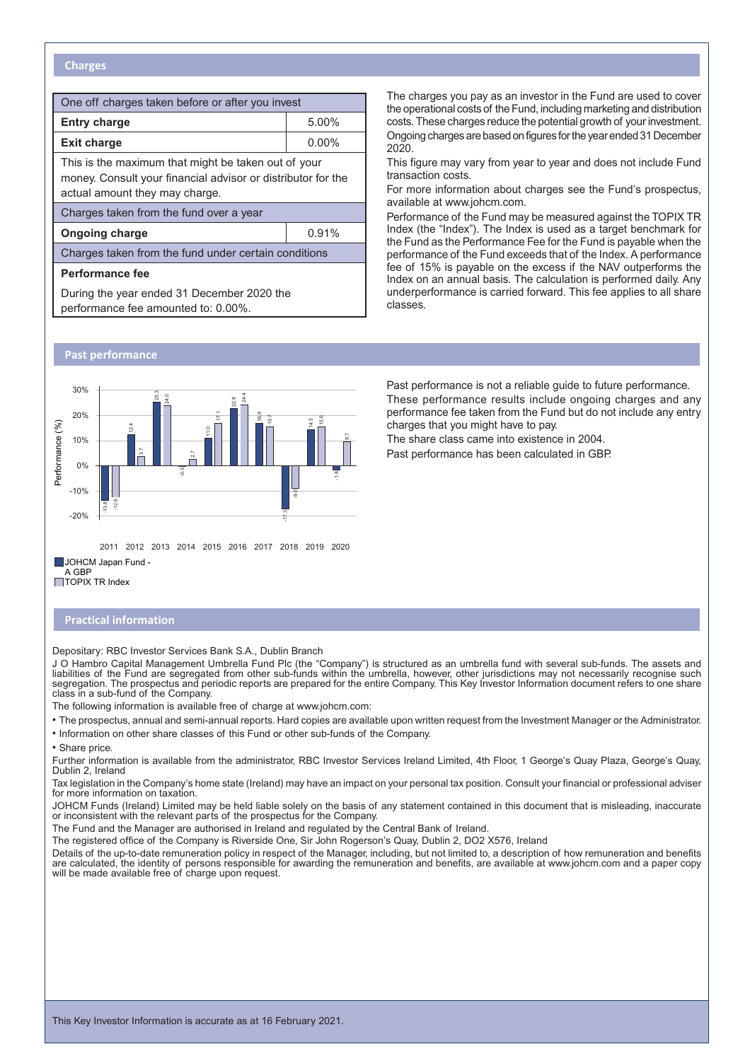## Charges

| One off charges taken before or after you invest | |
|---|---|
| **Entry charge** | 5.00% |
| **Exit charge** | 0.00% |
| This is the maximum that might be taken out of your money. Consult your financial advisor or distributor for the actual amount they may charge. | |
| Charges taken from the fund over a year | |
| **Ongoing charge** | 0.91% |
| Charges taken from the fund under certain conditions | |
| **Performance fee** | |
| During the year ended 31 December 2020 the performance fee amounted to: 0.00%. | |

The charges you pay as an investor in the Fund are used to cover the operational costs of the Fund, including marketing and distribution costs. These charges reduce the potential growth of your investment.

Ongoing charges are based on figures for the year ended 31 December 2020.

This figure may vary from year to year and does not include Fund transaction costs.

For more information about charges see the Fund's prospectus, available at www.johcm.com.

Performance of the Fund may be measured against the TOPIX TR Index (the "Index"). The Index is used as a target benchmark for the Fund as the Performance Fee for the Fund is payable when the performance of the Fund exceeds that of the Index. A performance fee of 15% is payable on the excess if the NAV outperforms the Index on an annual basis. The calculation is performed daily. Any underperformance is carried forward. This fee applies to all share classes.

## Past performance

Performance (%)

30%
20%
10%
0%
-10%
-20%

-13.8, -12.6, 12.4, 3.7, 25.3, 24.0, -0.3, 2.7, 11.0, 17.1, 22.8, 24.4, 16.9, 15.7, -17.3, -9.0, 14.5, 15.6, -1.8, 9.7

2011 2012 2013 2014 2015 2016 2017 2018 2019 2020

JOHCM Japan Fund - A GBP
TOPIX TR Index

Past performance is not a reliable guide to future performance.

These performance results include ongoing charges and any performance fee taken from the Fund but do not include any entry charges that you might have to pay.

The share class came into existence in 2004.

Past performance has been calculated in GBP.

## Practical information

Depositary: RBC Investor Services Bank S.A., Dublin Branch

J O Hambro Capital Management Umbrella Fund Plc (the "Company") is structured as an umbrella fund with several sub-funds. The assets and liabilities of the Fund are segregated from other sub-funds within the umbrella, however, other jurisdictions may not necessarily recognise such segregation. The prospectus and periodic reports are prepared for the entire Company. This Key Investor Information document refers to one share class in a sub-fund of the Company.

The following information is available free of charge at www.johcm.com:

- The prospectus, annual and semi-annual reports. Hard copies are available upon written request from the Investment Manager or the Administrator.
- Information on other share classes of this Fund or other sub-funds of the Company.
- Share price.

Further information is available from the administrator, RBC Investor Services Ireland Limited, 4th Floor, 1 George's Quay Plaza, George's Quay, Dublin 2, Ireland

Tax legislation in the Company's home state (Ireland) may have an impact on your personal tax position. Consult your financial or professional adviser for more information on taxation.

JOHCM Funds (Ireland) Limited may be held liable solely on the basis of any statement contained in this document that is misleading, inaccurate or inconsistent with the relevant parts of the prospectus for the Company.

The Fund and the Manager are authorised in Ireland and regulated by the Central Bank of Ireland.

The registered office of the Company is Riverside One, Sir John Rogerson's Quay, Dublin 2, DO2 X576, Ireland

Details of the up-to-date remuneration policy in respect of the Manager, including, but not limited to, a description of how remuneration and benefits are calculated, the identity of persons responsible for awarding the remuneration and benefits, are available at www.johcm.com and a paper copy will be made available free of charge upon request.

This Key Investor Information is accurate as at 16 February 2021.